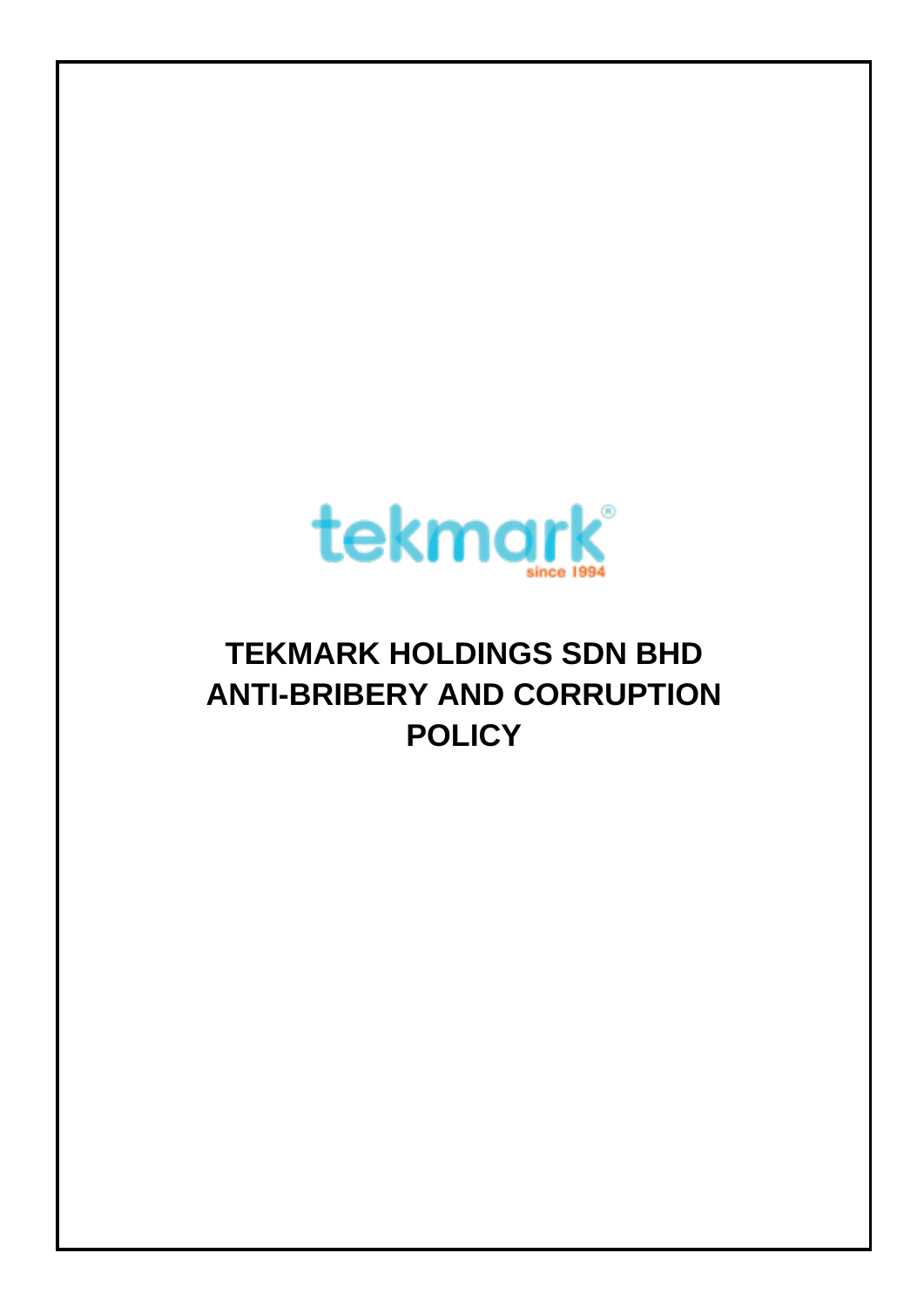tekmark®

since 1994

# TEKMARK HOLDINGS SDN BHD ANTI-BRIBERY AND CORRUPTION POLICY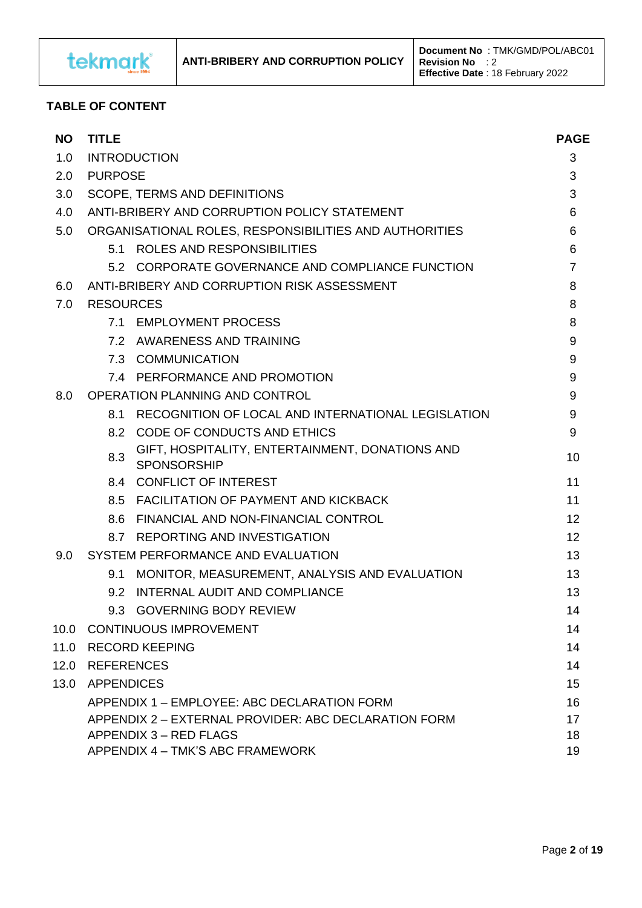## TABLE OF CONTENT

| NO | TITLE | PAGE |
|---|---|---|
| 1.0 | INTRODUCTION | 3 |
| 2.0 | PURPOSE | 3 |
| 3.0 | SCOPE, TERMS AND DEFINITIONS | 3 |
| 4.0 | ANTI-BRIBERY AND CORRUPTION POLICY STATEMENT | 6 |
| 5.0 | ORGANISATIONAL ROLES, RESPONSIBILITIES AND AUTHORITIES | 6 |
| | 5.1 ROLES AND RESPONSIBILITIES | 6 |
| | 5.2 CORPORATE GOVERNANCE AND COMPLIANCE FUNCTION | 7 |
| 6.0 | ANTI-BRIBERY AND CORRUPTION RISK ASSESSMENT | 8 |
| 7.0 | RESOURCES | 8 |
| | 7.1 EMPLOYMENT PROCESS | 8 |
| | 7.2 AWARENESS AND TRAINING | 9 |
| | 7.3 COMMUNICATION | 9 |
| | 7.4 PERFORMANCE AND PROMOTION | 9 |
| 8.0 | OPERATION PLANNING AND CONTROL | 9 |
| | 8.1 RECOGNITION OF LOCAL AND INTERNATIONAL LEGISLATION | 9 |
| | 8.2 CODE OF CONDUCTS AND ETHICS | 9 |
| | 8.3 GIFT, HOSPITALITY, ENTERTAINMENT, DONATIONS AND SPONSORSHIP | 10 |
| | 8.4 CONFLICT OF INTEREST | 11 |
| | 8.5 FACILITATION OF PAYMENT AND KICKBACK | 11 |
| | 8.6 FINANCIAL AND NON-FINANCIAL CONTROL | 12 |
| | 8.7 REPORTING AND INVESTIGATION | 12 |
| 9.0 | SYSTEM PERFORMANCE AND EVALUATION | 13 |
| | 9.1 MONITOR, MEASUREMENT, ANALYSIS AND EVALUATION | 13 |
| | 9.2 INTERNAL AUDIT AND COMPLIANCE | 13 |
| | 9.3 GOVERNING BODY REVIEW | 14 |
| 10.0 | CONTINUOUS IMPROVEMENT | 14 |
| 11.0 | RECORD KEEPING | 14 |
| 12.0 | REFERENCES | 14 |
| 13.0 | APPENDICES | 15 |
| | APPENDIX 1 – EMPLOYEE: ABC DECLARATION FORM | 16 |
| | APPENDIX 2 – EXTERNAL PROVIDER: ABC DECLARATION FORM | 17 |
| | APPENDIX 3 – RED FLAGS | 18 |
| | APPENDIX 4 – TMK'S ABC FRAMEWORK | 19 |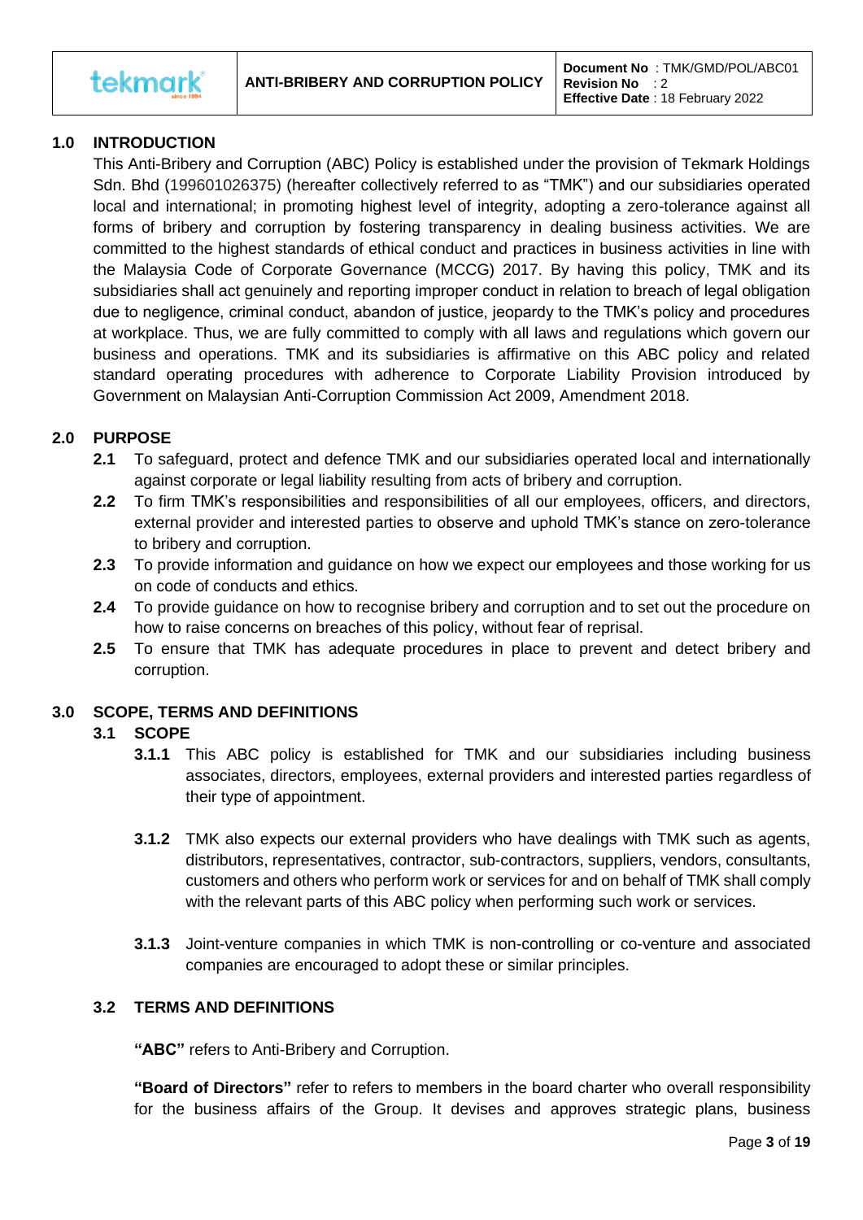## 1.0 INTRODUCTION

This Anti-Bribery and Corruption (ABC) Policy is established under the provision of Tekmark Holdings Sdn. Bhd (199601026375) (hereafter collectively referred to as "TMK") and our subsidiaries operated local and international; in promoting highest level of integrity, adopting a zero-tolerance against all forms of bribery and corruption by fostering transparency in dealing business activities. We are committed to the highest standards of ethical conduct and practices in business activities in line with the Malaysia Code of Corporate Governance (MCCG) 2017. By having this policy, TMK and its subsidiaries shall act genuinely and reporting improper conduct in relation to breach of legal obligation due to negligence, criminal conduct, abandon of justice, jeopardy to the TMK's policy and procedures at workplace. Thus, we are fully committed to comply with all laws and regulations which govern our business and operations. TMK and its subsidiaries is affirmative on this ABC policy and related standard operating procedures with adherence to Corporate Liability Provision introduced by Government on Malaysian Anti-Corruption Commission Act 2009, Amendment 2018.

## 2.0 PURPOSE

**2.1** To safeguard, protect and defence TMK and our subsidiaries operated local and internationally against corporate or legal liability resulting from acts of bribery and corruption.

**2.2** To firm TMK's responsibilities and responsibilities of all our employees, officers, and directors, external provider and interested parties to observe and uphold TMK's stance on zero-tolerance to bribery and corruption.

**2.3** To provide information and guidance on how we expect our employees and those working for us on code of conducts and ethics.

**2.4** To provide guidance on how to recognise bribery and corruption and to set out the procedure on how to raise concerns on breaches of this policy, without fear of reprisal.

**2.5** To ensure that TMK has adequate procedures in place to prevent and detect bribery and corruption.

## 3.0 SCOPE, TERMS AND DEFINITIONS

### 3.1 SCOPE

**3.1.1** This ABC policy is established for TMK and our subsidiaries including business associates, directors, employees, external providers and interested parties regardless of their type of appointment.

**3.1.2** TMK also expects our external providers who have dealings with TMK such as agents, distributors, representatives, contractor, sub-contractors, suppliers, vendors, consultants, customers and others who perform work or services for and on behalf of TMK shall comply with the relevant parts of this ABC policy when performing such work or services.

**3.1.3** Joint-venture companies in which TMK is non-controlling or co-venture and associated companies are encouraged to adopt these or similar principles.

### 3.2 TERMS AND DEFINITIONS

**"ABC"** refers to Anti-Bribery and Corruption.

**"Board of Directors"** refer to refers to members in the board charter who overall responsibility for the business affairs of the Group. It devises and approves strategic plans, business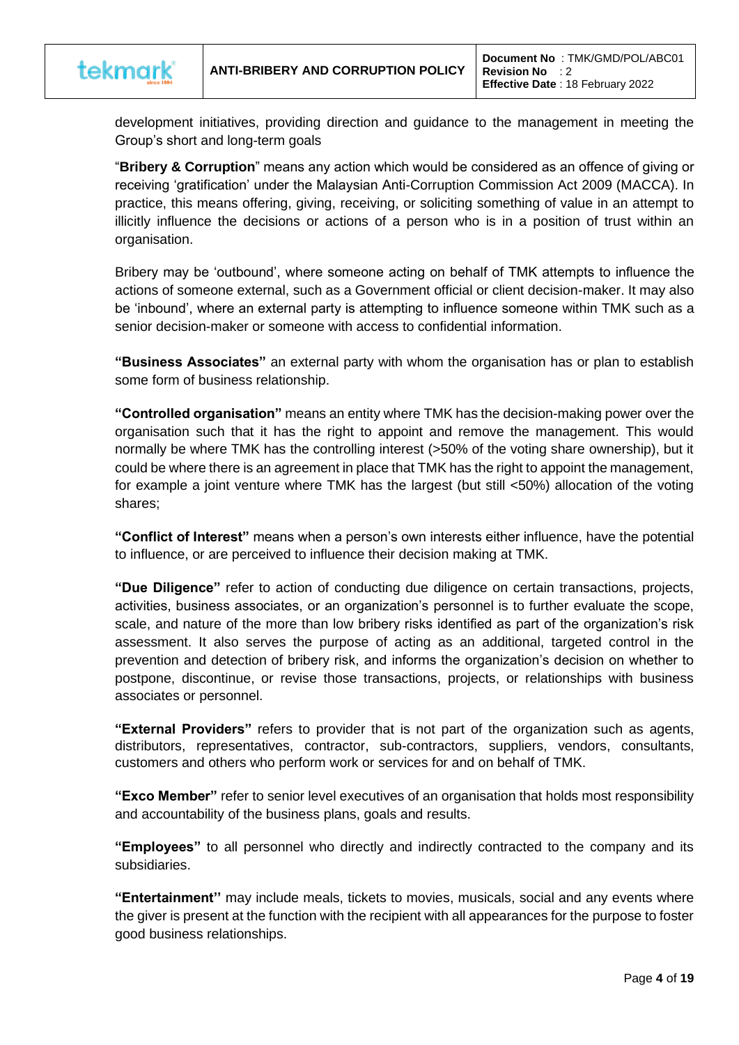development initiatives, providing direction and guidance to the management in meeting the Group's short and long-term goals

"**Bribery & Corruption**" means any action which would be considered as an offence of giving or receiving 'gratification' under the Malaysian Anti-Corruption Commission Act 2009 (MACCA). In practice, this means offering, giving, receiving, or soliciting something of value in an attempt to illicitly influence the decisions or actions of a person who is in a position of trust within an organisation.

Bribery may be 'outbound', where someone acting on behalf of TMK attempts to influence the actions of someone external, such as a Government official or client decision-maker. It may also be 'inbound', where an external party is attempting to influence someone within TMK such as a senior decision-maker or someone with access to confidential information.

**"Business Associates"** an external party with whom the organisation has or plan to establish some form of business relationship.

**"Controlled organisation"** means an entity where TMK has the decision-making power over the organisation such that it has the right to appoint and remove the management. This would normally be where TMK has the controlling interest (>50% of the voting share ownership), but it could be where there is an agreement in place that TMK has the right to appoint the management, for example a joint venture where TMK has the largest (but still <50%) allocation of the voting shares;

**"Conflict of Interest"** means when a person's own interests either influence, have the potential to influence, or are perceived to influence their decision making at TMK.

**"Due Diligence"** refer to action of conducting due diligence on certain transactions, projects, activities, business associates, or an organization's personnel is to further evaluate the scope, scale, and nature of the more than low bribery risks identified as part of the organization's risk assessment. It also serves the purpose of acting as an additional, targeted control in the prevention and detection of bribery risk, and informs the organization's decision on whether to postpone, discontinue, or revise those transactions, projects, or relationships with business associates or personnel.

**"External Providers"** refers to provider that is not part of the organization such as agents, distributors, representatives, contractor, sub-contractors, suppliers, vendors, consultants, customers and others who perform work or services for and on behalf of TMK.

**"Exco Member"** refer to senior level executives of an organisation that holds most responsibility and accountability of the business plans, goals and results.

**"Employees"** to all personnel who directly and indirectly contracted to the company and its subsidiaries.

**"Entertainment"** may include meals, tickets to movies, musicals, social and any events where the giver is present at the function with the recipient with all appearances for the purpose to foster good business relationships.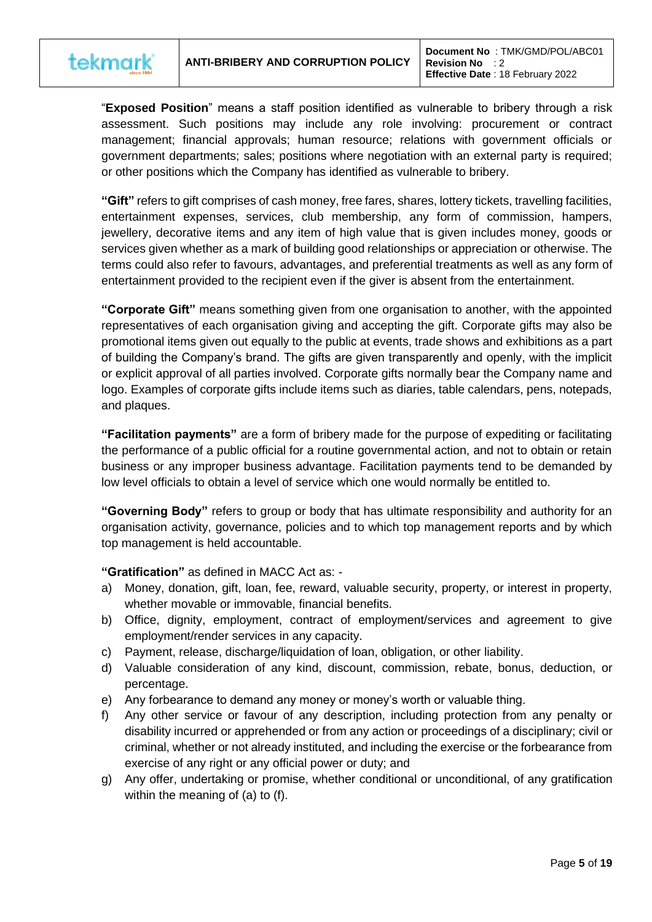"**Exposed Position**" means a staff position identified as vulnerable to bribery through a risk assessment. Such positions may include any role involving: procurement or contract management; financial approvals; human resource; relations with government officials or government departments; sales; positions where negotiation with an external party is required; or other positions which the Company has identified as vulnerable to bribery.

**"Gift"** refers to gift comprises of cash money, free fares, shares, lottery tickets, travelling facilities, entertainment expenses, services, club membership, any form of commission, hampers, jewellery, decorative items and any item of high value that is given includes money, goods or services given whether as a mark of building good relationships or appreciation or otherwise. The terms could also refer to favours, advantages, and preferential treatments as well as any form of entertainment provided to the recipient even if the giver is absent from the entertainment.

**"Corporate Gift"** means something given from one organisation to another, with the appointed representatives of each organisation giving and accepting the gift. Corporate gifts may also be promotional items given out equally to the public at events, trade shows and exhibitions as a part of building the Company's brand. The gifts are given transparently and openly, with the implicit or explicit approval of all parties involved. Corporate gifts normally bear the Company name and logo. Examples of corporate gifts include items such as diaries, table calendars, pens, notepads, and plaques.

**"Facilitation payments"** are a form of bribery made for the purpose of expediting or facilitating the performance of a public official for a routine governmental action, and not to obtain or retain business or any improper business advantage. Facilitation payments tend to be demanded by low level officials to obtain a level of service which one would normally be entitled to.

**"Governing Body"** refers to group or body that has ultimate responsibility and authority for an organisation activity, governance, policies and to which top management reports and by which top management is held accountable.

**"Gratification"** as defined in MACC Act as: -

a) Money, donation, gift, loan, fee, reward, valuable security, property, or interest in property, whether movable or immovable, financial benefits.
b) Office, dignity, employment, contract of employment/services and agreement to give employment/render services in any capacity.
c) Payment, release, discharge/liquidation of loan, obligation, or other liability.
d) Valuable consideration of any kind, discount, commission, rebate, bonus, deduction, or percentage.
e) Any forbearance to demand any money or money's worth or valuable thing.
f) Any other service or favour of any description, including protection from any penalty or disability incurred or apprehended or from any action or proceedings of a disciplinary; civil or criminal, whether or not already instituted, and including the exercise or the forbearance from exercise of any right or any official power or duty; and
g) Any offer, undertaking or promise, whether conditional or unconditional, of any gratification within the meaning of (a) to (f).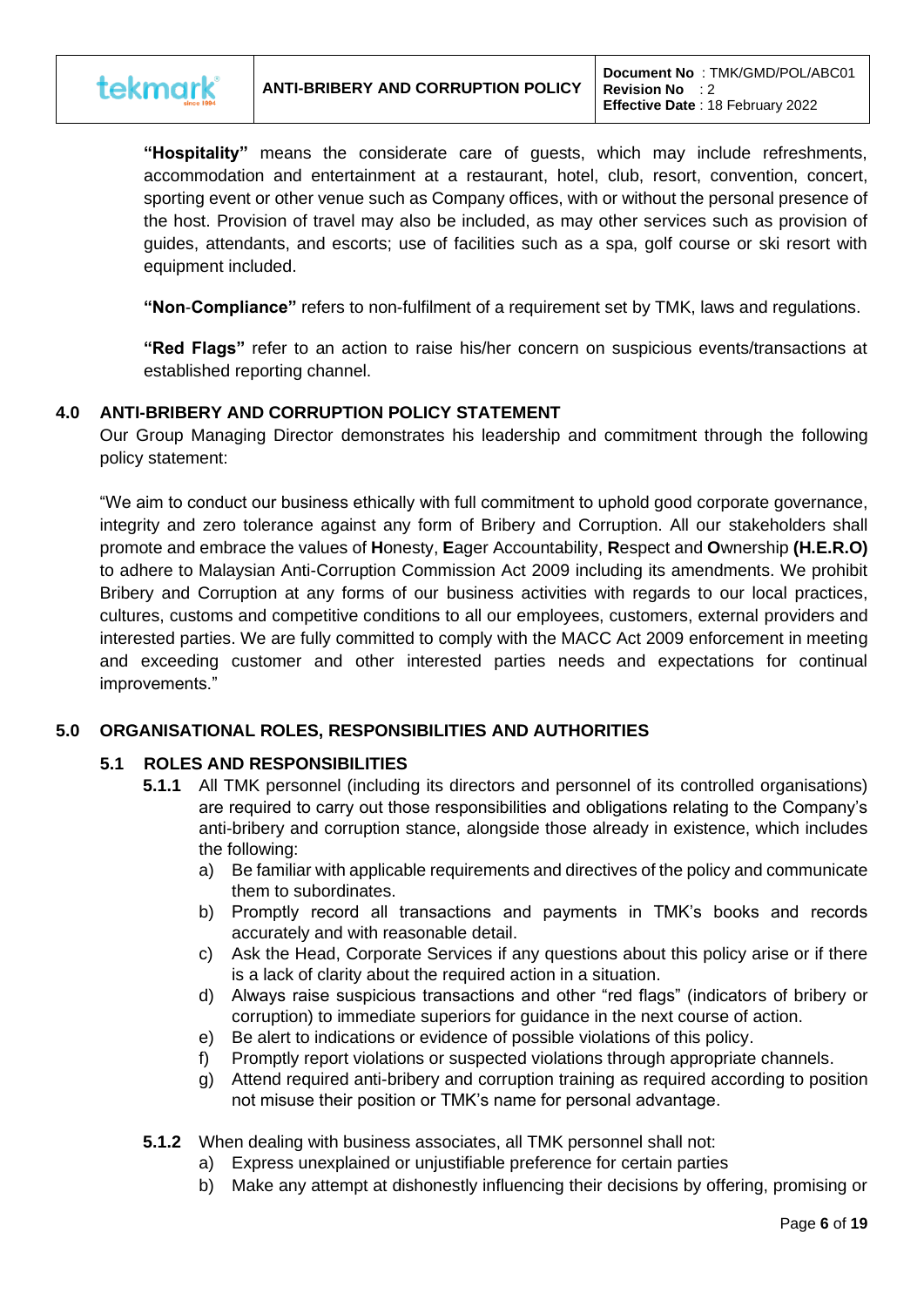**"Hospitality"** means the considerate care of guests, which may include refreshments, accommodation and entertainment at a restaurant, hotel, club, resort, convention, concert, sporting event or other venue such as Company offices, with or without the personal presence of the host. Provision of travel may also be included, as may other services such as provision of guides, attendants, and escorts; use of facilities such as a spa, golf course or ski resort with equipment included.

**"Non-Compliance"** refers to non-fulfilment of a requirement set by TMK, laws and regulations.

**"Red Flags"** refer to an action to raise his/her concern on suspicious events/transactions at established reporting channel.

## 4.0 ANTI-BRIBERY AND CORRUPTION POLICY STATEMENT

Our Group Managing Director demonstrates his leadership and commitment through the following policy statement:

"We aim to conduct our business ethically with full commitment to uphold good corporate governance, integrity and zero tolerance against any form of Bribery and Corruption. All our stakeholders shall promote and embrace the values of **H**onesty, **E**ager Accountability, **R**espect and **O**wnership **(H.E.R.O)** to adhere to Malaysian Anti-Corruption Commission Act 2009 including its amendments. We prohibit Bribery and Corruption at any forms of our business activities with regards to our local practices, cultures, customs and competitive conditions to all our employees, customers, external providers and interested parties. We are fully committed to comply with the MACC Act 2009 enforcement in meeting and exceeding customer and other interested parties needs and expectations for continual improvements."

## 5.0 ORGANISATIONAL ROLES, RESPONSIBILITIES AND AUTHORITIES

### 5.1 ROLES AND RESPONSIBILITIES

**5.1.1** All TMK personnel (including its directors and personnel of its controlled organisations) are required to carry out those responsibilities and obligations relating to the Company's anti-bribery and corruption stance, alongside those already in existence, which includes the following:

a) Be familiar with applicable requirements and directives of the policy and communicate them to subordinates.
b) Promptly record all transactions and payments in TMK's books and records accurately and with reasonable detail.
c) Ask the Head, Corporate Services if any questions about this policy arise or if there is a lack of clarity about the required action in a situation.
d) Always raise suspicious transactions and other "red flags" (indicators of bribery or corruption) to immediate superiors for guidance in the next course of action.
e) Be alert to indications or evidence of possible violations of this policy.
f) Promptly report violations or suspected violations through appropriate channels.
g) Attend required anti-bribery and corruption training as required according to position not misuse their position or TMK's name for personal advantage.

**5.1.2** When dealing with business associates, all TMK personnel shall not:

a) Express unexplained or unjustifiable preference for certain parties
b) Make any attempt at dishonestly influencing their decisions by offering, promising or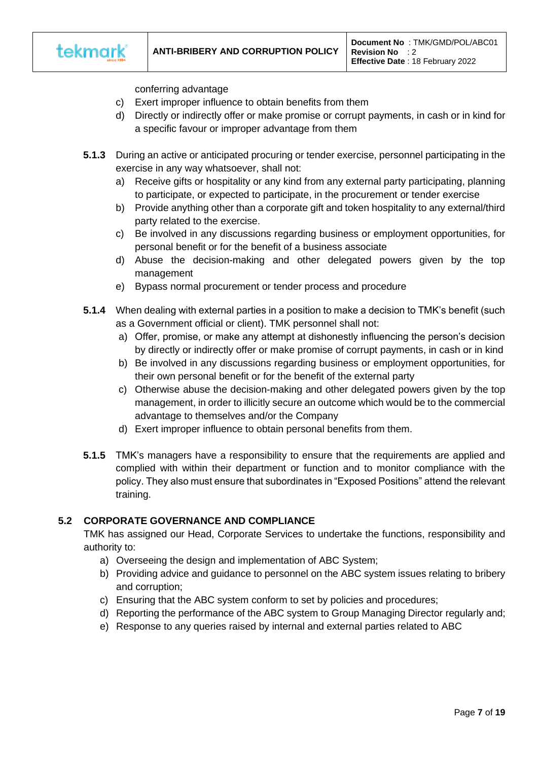conferring advantage

c) Exert improper influence to obtain benefits from them

d) Directly or indirectly offer or make promise or corrupt payments, in cash or in kind for a specific favour or improper advantage from them

**5.1.3** During an active or anticipated procuring or tender exercise, personnel participating in the exercise in any way whatsoever, shall not:

a) Receive gifts or hospitality or any kind from any external party participating, planning to participate, or expected to participate, in the procurement or tender exercise
b) Provide anything other than a corporate gift and token hospitality to any external/third party related to the exercise.
c) Be involved in any discussions regarding business or employment opportunities, for personal benefit or for the benefit of a business associate
d) Abuse the decision-making and other delegated powers given by the top management
e) Bypass normal procurement or tender process and procedure

**5.1.4** When dealing with external parties in a position to make a decision to TMK's benefit (such as a Government official or client). TMK personnel shall not:

a) Offer, promise, or make any attempt at dishonestly influencing the person's decision by directly or indirectly offer or make promise of corrupt payments, in cash or in kind
b) Be involved in any discussions regarding business or employment opportunities, for their own personal benefit or for the benefit of the external party
c) Otherwise abuse the decision-making and other delegated powers given by the top management, in order to illicitly secure an outcome which would be to the commercial advantage to themselves and/or the Company
d) Exert improper influence to obtain personal benefits from them.

**5.1.5** TMK's managers have a responsibility to ensure that the requirements are applied and complied with within their department or function and to monitor compliance with the policy. They also must ensure that subordinates in "Exposed Positions" attend the relevant training.

## 5.2 CORPORATE GOVERNANCE AND COMPLIANCE

TMK has assigned our Head, Corporate Services to undertake the functions, responsibility and authority to:

a) Overseeing the design and implementation of ABC System;
b) Providing advice and guidance to personnel on the ABC system issues relating to bribery and corruption;
c) Ensuring that the ABC system conform to set by policies and procedures;
d) Reporting the performance of the ABC system to Group Managing Director regularly and;
e) Response to any queries raised by internal and external parties related to ABC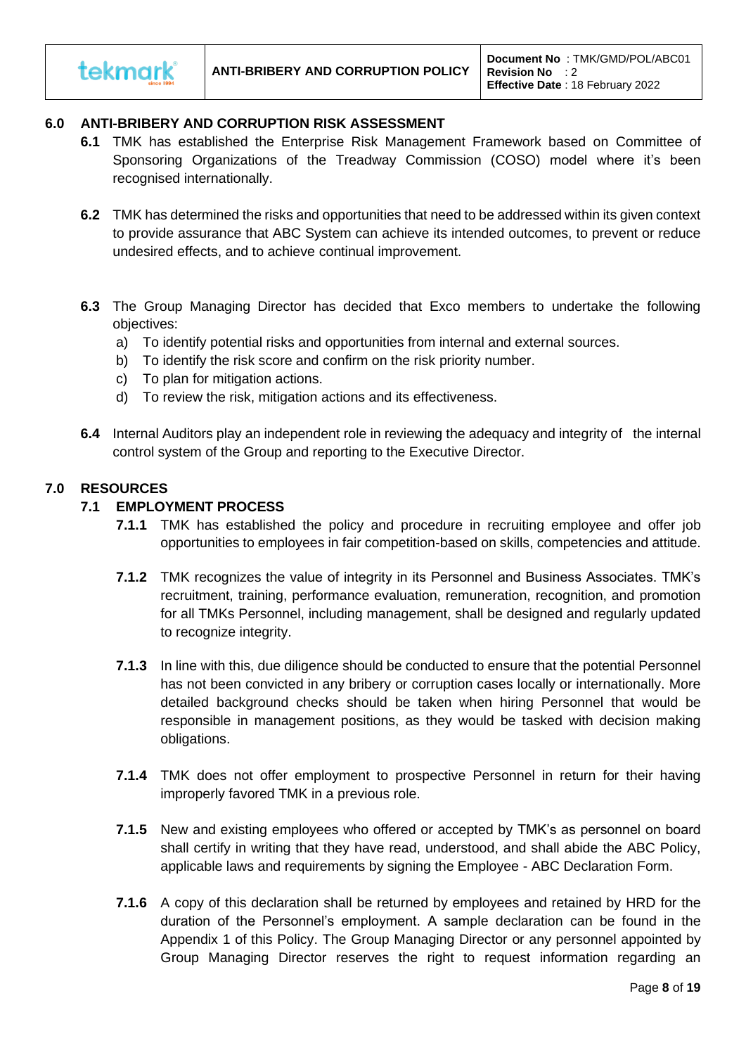## 6.0 ANTI-BRIBERY AND CORRUPTION RISK ASSESSMENT

**6.1** TMK has established the Enterprise Risk Management Framework based on Committee of Sponsoring Organizations of the Treadway Commission (COSO) model where it's been recognised internationally.

**6.2** TMK has determined the risks and opportunities that need to be addressed within its given context to provide assurance that ABC System can achieve its intended outcomes, to prevent or reduce undesired effects, and to achieve continual improvement.

**6.3** The Group Managing Director has decided that Exco members to undertake the following objectives:

a) To identify potential risks and opportunities from internal and external sources.
b) To identify the risk score and confirm on the risk priority number.
c) To plan for mitigation actions.
d) To review the risk, mitigation actions and its effectiveness.

**6.4** Internal Auditors play an independent role in reviewing the adequacy and integrity of the internal control system of the Group and reporting to the Executive Director.

## 7.0 RESOURCES

### 7.1 EMPLOYMENT PROCESS

**7.1.1** TMK has established the policy and procedure in recruiting employee and offer job opportunities to employees in fair competition-based on skills, competencies and attitude.

**7.1.2** TMK recognizes the value of integrity in its Personnel and Business Associates. TMK's recruitment, training, performance evaluation, remuneration, recognition, and promotion for all TMKs Personnel, including management, shall be designed and regularly updated to recognize integrity.

**7.1.3** In line with this, due diligence should be conducted to ensure that the potential Personnel has not been convicted in any bribery or corruption cases locally or internationally. More detailed background checks should be taken when hiring Personnel that would be responsible in management positions, as they would be tasked with decision making obligations.

**7.1.4** TMK does not offer employment to prospective Personnel in return for their having improperly favored TMK in a previous role.

**7.1.5** New and existing employees who offered or accepted by TMK's as personnel on board shall certify in writing that they have read, understood, and shall abide the ABC Policy, applicable laws and requirements by signing the Employee - ABC Declaration Form.

**7.1.6** A copy of this declaration shall be returned by employees and retained by HRD for the duration of the Personnel's employment. A sample declaration can be found in the Appendix 1 of this Policy. The Group Managing Director or any personnel appointed by Group Managing Director reserves the right to request information regarding an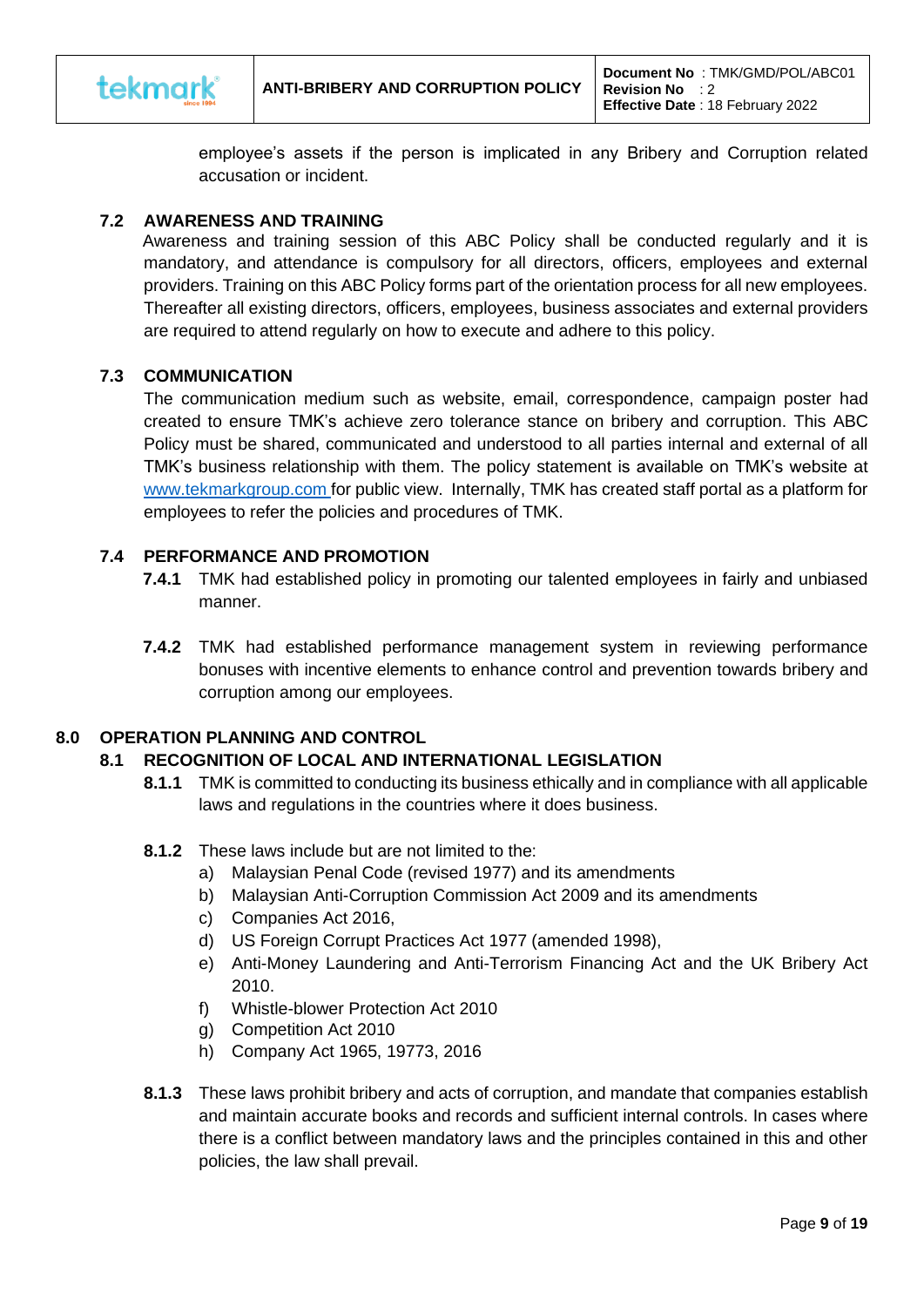employee's assets if the person is implicated in any Bribery and Corruption related accusation or incident.

### 7.2 AWARENESS AND TRAINING

Awareness and training session of this ABC Policy shall be conducted regularly and it is mandatory, and attendance is compulsory for all directors, officers, employees and external providers. Training on this ABC Policy forms part of the orientation process for all new employees. Thereafter all existing directors, officers, employees, business associates and external providers are required to attend regularly on how to execute and adhere to this policy.

### 7.3 COMMUNICATION

The communication medium such as website, email, correspondence, campaign poster had created to ensure TMK's achieve zero tolerance stance on bribery and corruption. This ABC Policy must be shared, communicated and understood to all parties internal and external of all TMK's business relationship with them. The policy statement is available on TMK's website at www.tekmarkgroup.com for public view. Internally, TMK has created staff portal as a platform for employees to refer the policies and procedures of TMK.

### 7.4 PERFORMANCE AND PROMOTION

**7.4.1** TMK had established policy in promoting our talented employees in fairly and unbiased manner.

**7.4.2** TMK had established performance management system in reviewing performance bonuses with incentive elements to enhance control and prevention towards bribery and corruption among our employees.

## 8.0 OPERATION PLANNING AND CONTROL

### 8.1 RECOGNITION OF LOCAL AND INTERNATIONAL LEGISLATION

**8.1.1** TMK is committed to conducting its business ethically and in compliance with all applicable laws and regulations in the countries where it does business.

**8.1.2** These laws include but are not limited to the:

a) Malaysian Penal Code (revised 1977) and its amendments
b) Malaysian Anti-Corruption Commission Act 2009 and its amendments
c) Companies Act 2016,
d) US Foreign Corrupt Practices Act 1977 (amended 1998),
e) Anti-Money Laundering and Anti-Terrorism Financing Act and the UK Bribery Act 2010.
f) Whistle-blower Protection Act 2010
g) Competition Act 2010
h) Company Act 1965, 19773, 2016

**8.1.3** These laws prohibit bribery and acts of corruption, and mandate that companies establish and maintain accurate books and records and sufficient internal controls. In cases where there is a conflict between mandatory laws and the principles contained in this and other policies, the law shall prevail.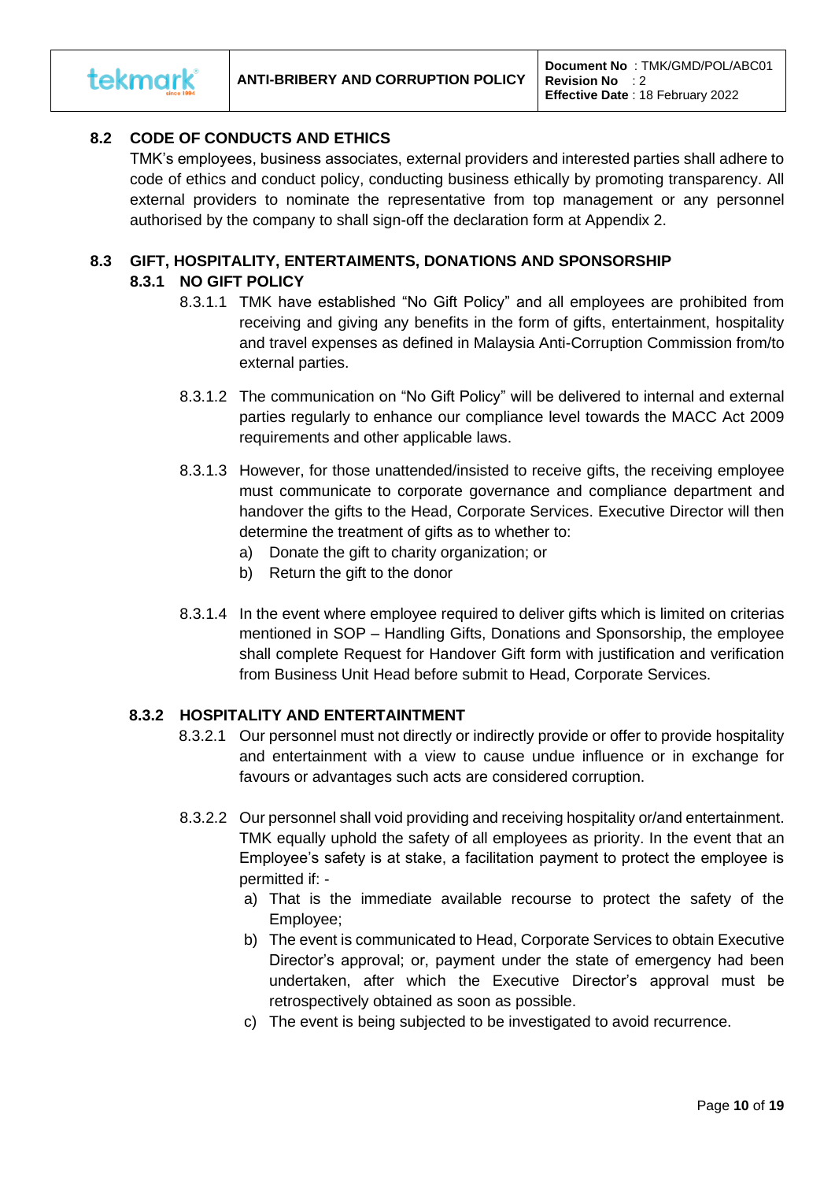## 8.2 CODE OF CONDUCTS AND ETHICS

TMK's employees, business associates, external providers and interested parties shall adhere to code of ethics and conduct policy, conducting business ethically by promoting transparency. All external providers to nominate the representative from top management or any personnel authorised by the company to shall sign-off the declaration form at Appendix 2.

## 8.3 GIFT, HOSPITALITY, ENTERTAIMENTS, DONATIONS AND SPONSORSHIP

### 8.3.1 NO GIFT POLICY

8.3.1.1 TMK have established "No Gift Policy" and all employees are prohibited from receiving and giving any benefits in the form of gifts, entertainment, hospitality and travel expenses as defined in Malaysia Anti-Corruption Commission from/to external parties.

8.3.1.2 The communication on "No Gift Policy" will be delivered to internal and external parties regularly to enhance our compliance level towards the MACC Act 2009 requirements and other applicable laws.

8.3.1.3 However, for those unattended/insisted to receive gifts, the receiving employee must communicate to corporate governance and compliance department and handover the gifts to the Head, Corporate Services. Executive Director will then determine the treatment of gifts as to whether to:

a) Donate the gift to charity organization; or
b) Return the gift to the donor

8.3.1.4 In the event where employee required to deliver gifts which is limited on criterias mentioned in SOP – Handling Gifts, Donations and Sponsorship, the employee shall complete Request for Handover Gift form with justification and verification from Business Unit Head before submit to Head, Corporate Services.

### 8.3.2 HOSPITALITY AND ENTERTAINTMENT

8.3.2.1 Our personnel must not directly or indirectly provide or offer to provide hospitality and entertainment with a view to cause undue influence or in exchange for favours or advantages such acts are considered corruption.

8.3.2.2 Our personnel shall void providing and receiving hospitality or/and entertainment. TMK equally uphold the safety of all employees as priority. In the event that an Employee's safety is at stake, a facilitation payment to protect the employee is permitted if: -

a) That is the immediate available recourse to protect the safety of the Employee;
b) The event is communicated to Head, Corporate Services to obtain Executive Director's approval; or, payment under the state of emergency had been undertaken, after which the Executive Director's approval must be retrospectively obtained as soon as possible.
c) The event is being subjected to be investigated to avoid recurrence.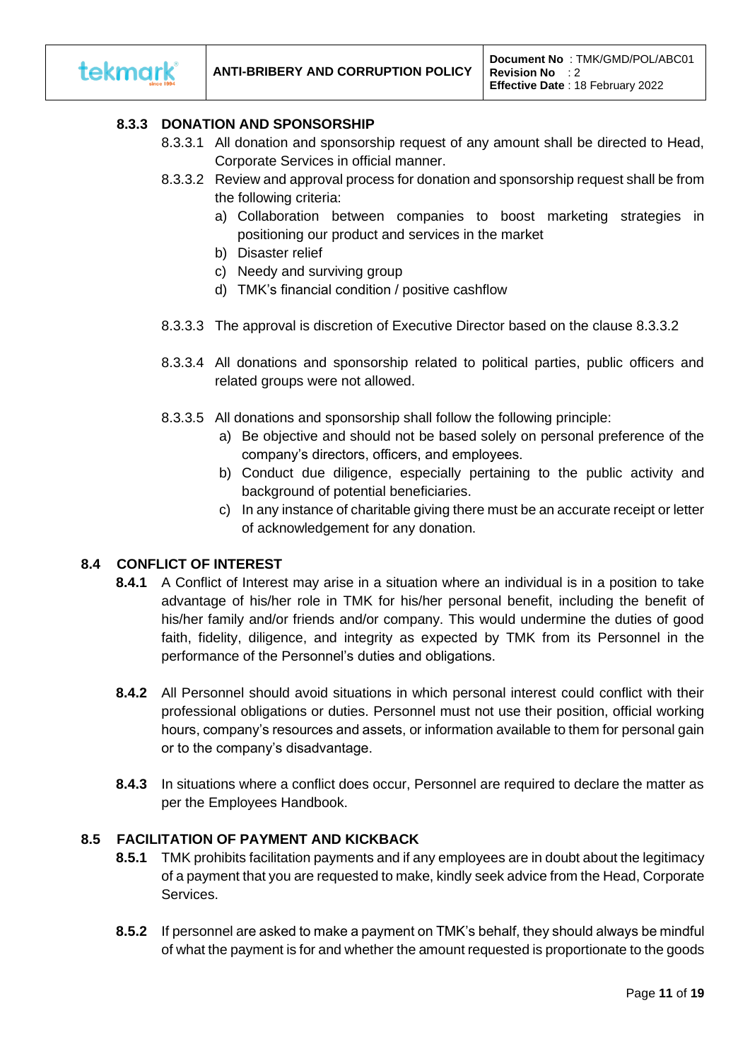### 8.3.3 DONATION AND SPONSORSHIP

8.3.3.1 All donation and sponsorship request of any amount shall be directed to Head, Corporate Services in official manner.

8.3.3.2 Review and approval process for donation and sponsorship request shall be from the following criteria:

a) Collaboration between companies to boost marketing strategies in positioning our product and services in the market
b) Disaster relief
c) Needy and surviving group
d) TMK's financial condition / positive cashflow

8.3.3.3 The approval is discretion of Executive Director based on the clause 8.3.3.2

8.3.3.4 All donations and sponsorship related to political parties, public officers and related groups were not allowed.

8.3.3.5 All donations and sponsorship shall follow the following principle:

a) Be objective and should not be based solely on personal preference of the company's directors, officers, and employees.
b) Conduct due diligence, especially pertaining to the public activity and background of potential beneficiaries.
c) In any instance of charitable giving there must be an accurate receipt or letter of acknowledgement for any donation.

## 8.4 CONFLICT OF INTEREST

**8.4.1** A Conflict of Interest may arise in a situation where an individual is in a position to take advantage of his/her role in TMK for his/her personal benefit, including the benefit of his/her family and/or friends and/or company. This would undermine the duties of good faith, fidelity, diligence, and integrity as expected by TMK from its Personnel in the performance of the Personnel's duties and obligations.

**8.4.2** All Personnel should avoid situations in which personal interest could conflict with their professional obligations or duties. Personnel must not use their position, official working hours, company's resources and assets, or information available to them for personal gain or to the company's disadvantage.

**8.4.3** In situations where a conflict does occur, Personnel are required to declare the matter as per the Employees Handbook.

## 8.5 FACILITATION OF PAYMENT AND KICKBACK

**8.5.1** TMK prohibits facilitation payments and if any employees are in doubt about the legitimacy of a payment that you are requested to make, kindly seek advice from the Head, Corporate Services.

**8.5.2** If personnel are asked to make a payment on TMK's behalf, they should always be mindful of what the payment is for and whether the amount requested is proportionate to the goods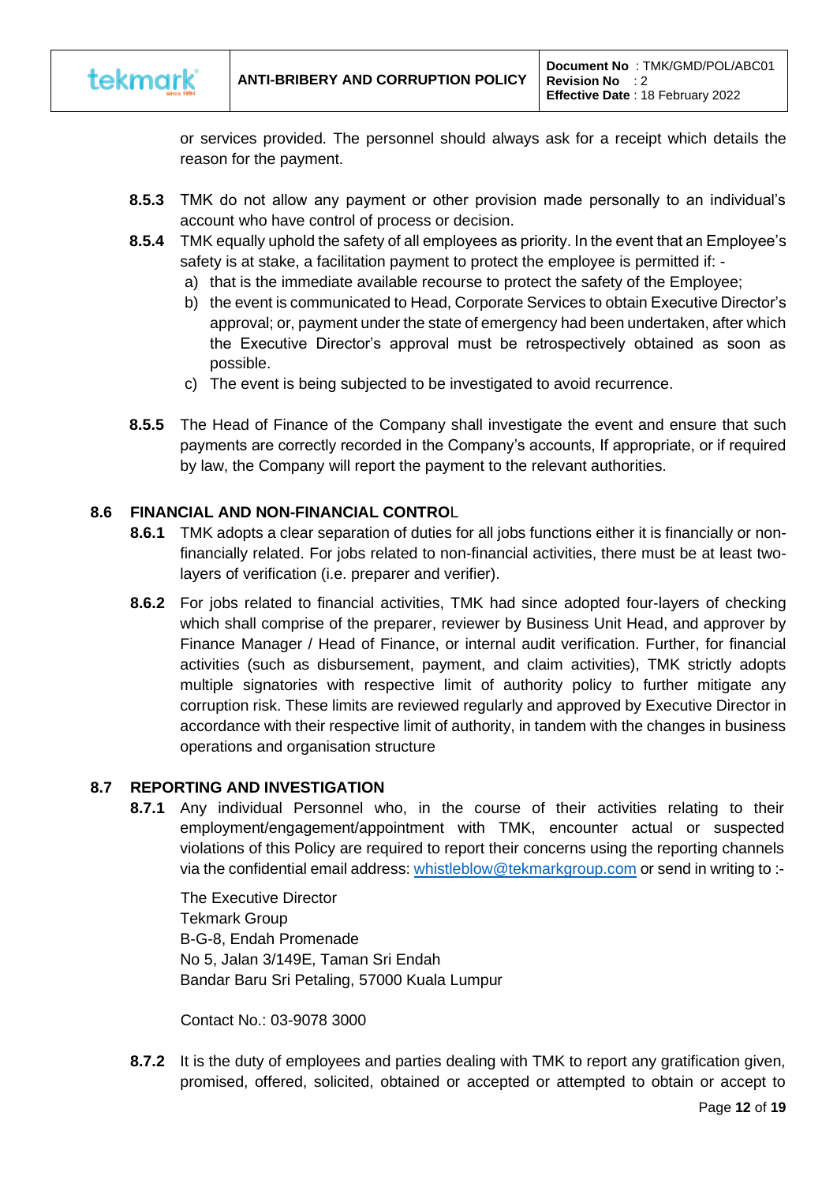or services provided. The personnel should always ask for a receipt which details the reason for the payment.

**8.5.3** TMK do not allow any payment or other provision made personally to an individual's account who have control of process or decision.

**8.5.4** TMK equally uphold the safety of all employees as priority. In the event that an Employee's safety is at stake, a facilitation payment to protect the employee is permitted if: -

a) that is the immediate available recourse to protect the safety of the Employee;
b) the event is communicated to Head, Corporate Services to obtain Executive Director's approval; or, payment under the state of emergency had been undertaken, after which the Executive Director's approval must be retrospectively obtained as soon as possible.
c) The event is being subjected to be investigated to avoid recurrence.

**8.5.5** The Head of Finance of the Company shall investigate the event and ensure that such payments are correctly recorded in the Company's accounts, If appropriate, or if required by law, the Company will report the payment to the relevant authorities.

## 8.6 FINANCIAL AND NON-FINANCIAL CONTROL

**8.6.1** TMK adopts a clear separation of duties for all jobs functions either it is financially or non-financially related. For jobs related to non-financial activities, there must be at least two-layers of verification (i.e. preparer and verifier).

**8.6.2** For jobs related to financial activities, TMK had since adopted four-layers of checking which shall comprise of the preparer, reviewer by Business Unit Head, and approver by Finance Manager / Head of Finance, or internal audit verification. Further, for financial activities (such as disbursement, payment, and claim activities), TMK strictly adopts multiple signatories with respective limit of authority policy to further mitigate any corruption risk. These limits are reviewed regularly and approved by Executive Director in accordance with their respective limit of authority, in tandem with the changes in business operations and organisation structure

## 8.7 REPORTING AND INVESTIGATION

**8.7.1** Any individual Personnel who, in the course of their activities relating to their employment/engagement/appointment with TMK, encounter actual or suspected violations of this Policy are required to report their concerns using the reporting channels via the confidential email address: whistleblow@tekmarkgroup.com or send in writing to :-

The Executive Director
Tekmark Group
B-G-8, Endah Promenade
No 5, Jalan 3/149E, Taman Sri Endah
Bandar Baru Sri Petaling, 57000 Kuala Lumpur

Contact No.: 03-9078 3000

**8.7.2** It is the duty of employees and parties dealing with TMK to report any gratification given, promised, offered, solicited, obtained or accepted or attempted to obtain or accept to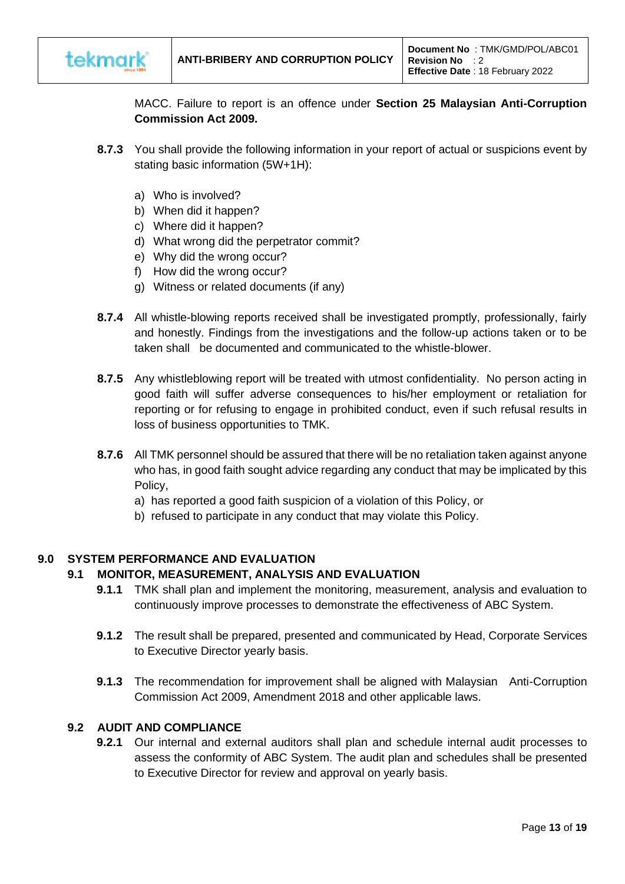MACC. Failure to report is an offence under **Section 25 Malaysian Anti-Corruption Commission Act 2009.**

**8.7.3** You shall provide the following information in your report of actual or suspicions event by stating basic information (5W+1H):

a) Who is involved?
b) When did it happen?
c) Where did it happen?
d) What wrong did the perpetrator commit?
e) Why did the wrong occur?
f) How did the wrong occur?
g) Witness or related documents (if any)

**8.7.4** All whistle-blowing reports received shall be investigated promptly, professionally, fairly and honestly. Findings from the investigations and the follow-up actions taken or to be taken shall be documented and communicated to the whistle-blower.

**8.7.5** Any whistleblowing report will be treated with utmost confidentiality. No person acting in good faith will suffer adverse consequences to his/her employment or retaliation for reporting or for refusing to engage in prohibited conduct, even if such refusal results in loss of business opportunities to TMK.

**8.7.6** All TMK personnel should be assured that there will be no retaliation taken against anyone who has, in good faith sought advice regarding any conduct that may be implicated by this Policy,

a) has reported a good faith suspicion of a violation of this Policy, or
b) refused to participate in any conduct that may violate this Policy.

## 9.0 SYSTEM PERFORMANCE AND EVALUATION

### 9.1 MONITOR, MEASUREMENT, ANALYSIS AND EVALUATION

**9.1.1** TMK shall plan and implement the monitoring, measurement, analysis and evaluation to continuously improve processes to demonstrate the effectiveness of ABC System.

**9.1.2** The result shall be prepared, presented and communicated by Head, Corporate Services to Executive Director yearly basis.

**9.1.3** The recommendation for improvement shall be aligned with Malaysian Anti-Corruption Commission Act 2009, Amendment 2018 and other applicable laws.

### 9.2 AUDIT AND COMPLIANCE

**9.2.1** Our internal and external auditors shall plan and schedule internal audit processes to assess the conformity of ABC System. The audit plan and schedules shall be presented to Executive Director for review and approval on yearly basis.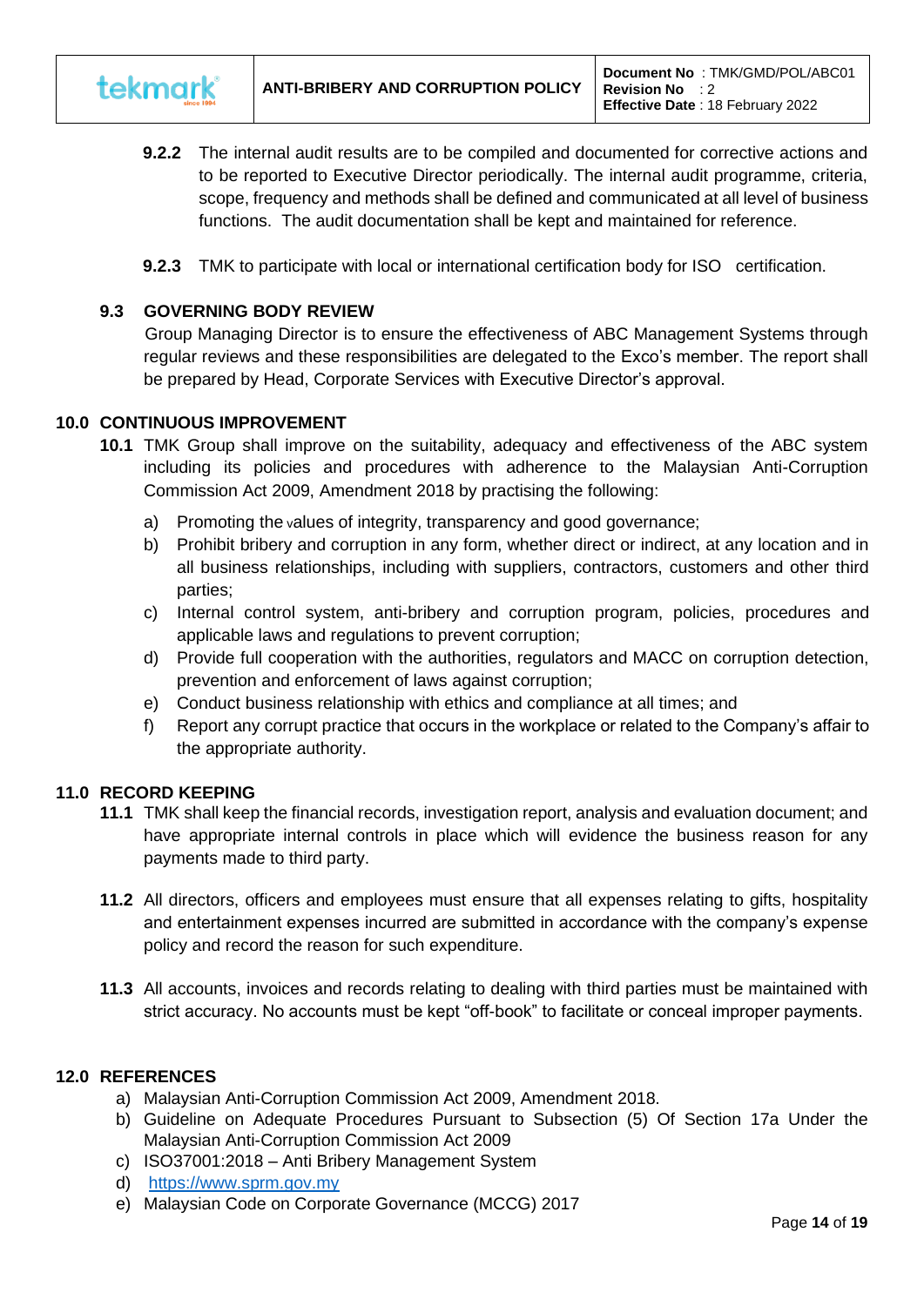**9.2.2** The internal audit results are to be compiled and documented for corrective actions and to be reported to Executive Director periodically. The internal audit programme, criteria, scope, frequency and methods shall be defined and communicated at all level of business functions. The audit documentation shall be kept and maintained for reference.

**9.2.3** TMK to participate with local or international certification body for ISO certification.

### 9.3 GOVERNING BODY REVIEW

Group Managing Director is to ensure the effectiveness of ABC Management Systems through regular reviews and these responsibilities are delegated to the Exco's member. The report shall be prepared by Head, Corporate Services with Executive Director's approval.

## 10.0 CONTINUOUS IMPROVEMENT

**10.1** TMK Group shall improve on the suitability, adequacy and effectiveness of the ABC system including its policies and procedures with adherence to the Malaysian Anti-Corruption Commission Act 2009, Amendment 2018 by practising the following:

a) Promoting the values of integrity, transparency and good governance;
b) Prohibit bribery and corruption in any form, whether direct or indirect, at any location and in all business relationships, including with suppliers, contractors, customers and other third parties;
c) Internal control system, anti-bribery and corruption program, policies, procedures and applicable laws and regulations to prevent corruption;
d) Provide full cooperation with the authorities, regulators and MACC on corruption detection, prevention and enforcement of laws against corruption;
e) Conduct business relationship with ethics and compliance at all times; and
f) Report any corrupt practice that occurs in the workplace or related to the Company's affair to the appropriate authority.

## 11.0 RECORD KEEPING

**11.1** TMK shall keep the financial records, investigation report, analysis and evaluation document; and have appropriate internal controls in place which will evidence the business reason for any payments made to third party.

**11.2** All directors, officers and employees must ensure that all expenses relating to gifts, hospitality and entertainment expenses incurred are submitted in accordance with the company's expense policy and record the reason for such expenditure.

**11.3** All accounts, invoices and records relating to dealing with third parties must be maintained with strict accuracy. No accounts must be kept "off-book" to facilitate or conceal improper payments.

## 12.0 REFERENCES

a) Malaysian Anti-Corruption Commission Act 2009, Amendment 2018.
b) Guideline on Adequate Procedures Pursuant to Subsection (5) Of Section 17a Under the Malaysian Anti-Corruption Commission Act 2009
c) ISO37001:2018 – Anti Bribery Management System
d) https://www.sprm.gov.my
e) Malaysian Code on Corporate Governance (MCCG) 2017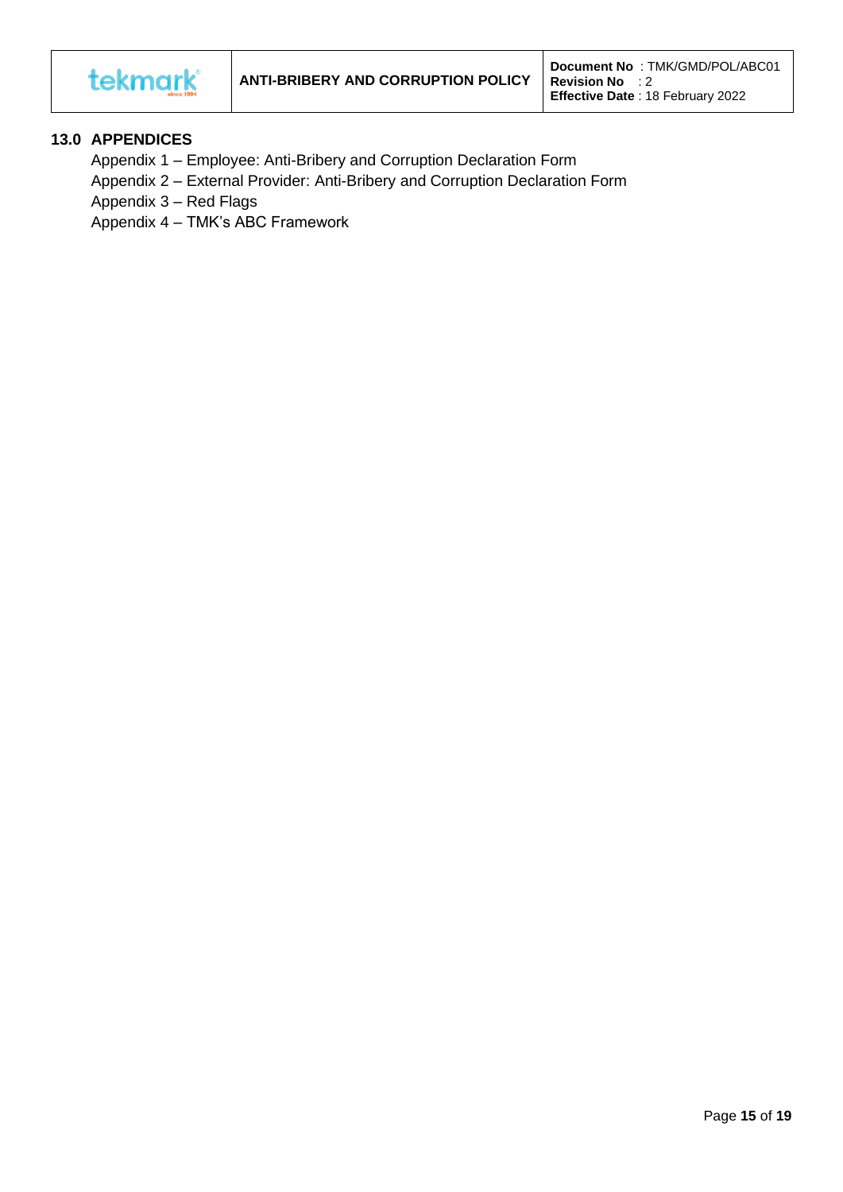## 13.0 APPENDICES

Appendix 1 – Employee: Anti-Bribery and Corruption Declaration Form

Appendix 2 – External Provider: Anti-Bribery and Corruption Declaration Form

Appendix 3 – Red Flags

Appendix 4 – TMK's ABC Framework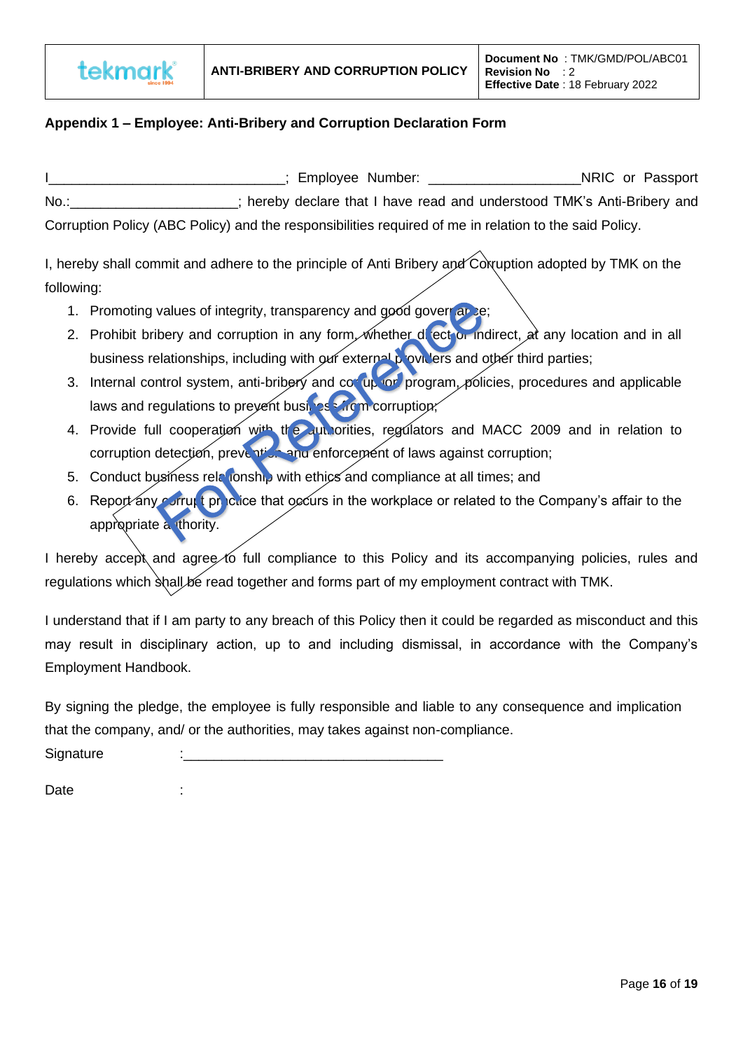## Appendix 1 – Employee: Anti-Bribery and Corruption Declaration Form

I______________________________; Employee Number: ___________________NRIC or Passport No.:_____________________; hereby declare that I have read and understood TMK's Anti-Bribery and Corruption Policy (ABC Policy) and the responsibilities required of me in relation to the said Policy.

I, hereby shall commit and adhere to the principle of Anti Bribery and Corruption adopted by TMK on the following:

1. Promoting values of integrity, transparency and good governance;
2. Prohibit bribery and corruption in any form, whether direct or indirect, at any location and in all business relationships, including with our external providers and other third parties;
3. Internal control system, anti-bribery and corruption program, policies, procedures and applicable laws and regulations to prevent business from corruption;
4. Provide full cooperation with the authorities, regulators and MACC 2009 and in relation to corruption detection, prevention and enforcement of laws against corruption;
5. Conduct business relationship with ethics and compliance at all times; and
6. Report any corrupt practice that occurs in the workplace or related to the Company's affair to the appropriate authority.

I hereby accept and agree to full compliance to this Policy and its accompanying policies, rules and regulations which shall be read together and forms part of my employment contract with TMK.

I understand that if I am party to any breach of this Policy then it could be regarded as misconduct and this may result in disciplinary action, up to and including dismissal, in accordance with the Company's Employment Handbook.

By signing the pledge, the employee is fully responsible and liable to any consequence and implication that the company, and/ or the authorities, may takes against non-compliance.

Signature :_________________________________

Date :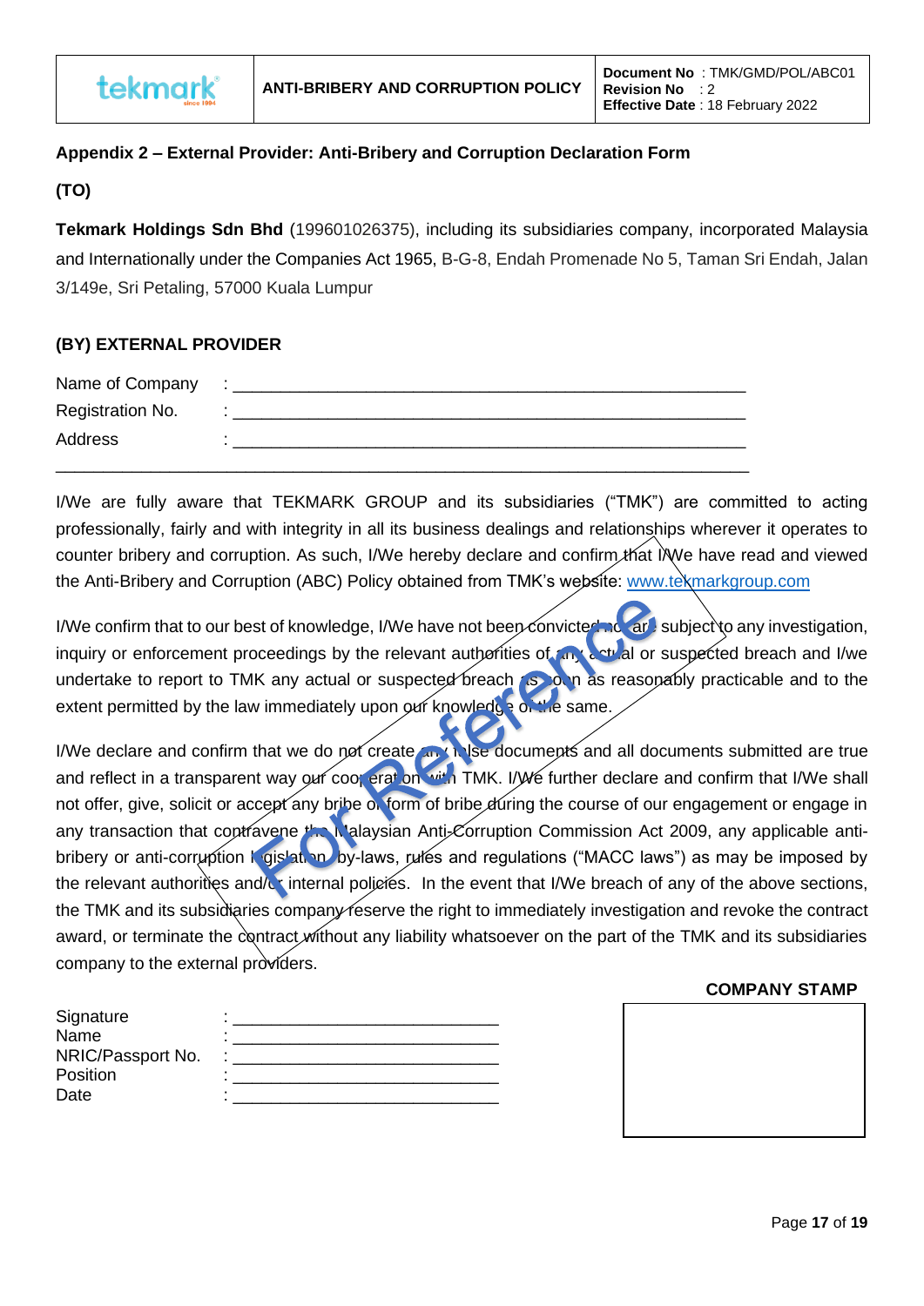## Appendix 2 – External Provider: Anti-Bribery and Corruption Declaration Form

**(TO)**

**Tekmark Holdings Sdn Bhd** (199601026375), including its subsidiaries company, incorporated Malaysia and Internationally under the Companies Act 1965, B-G-8, Endah Promenade No 5, Taman Sri Endah, Jalan 3/149e, Sri Petaling, 57000 Kuala Lumpur

**(BY) EXTERNAL PROVIDER**

Name of Company : ________________________________________________

Registration No. : ________________________________________________

Address : ________________________________________________

_______________________________________________________________

I/We are fully aware that TEKMARK GROUP and its subsidiaries ("TMK") are committed to acting professionally, fairly and with integrity in all its business dealings and relationships wherever it operates to counter bribery and corruption. As such, I/We hereby declare and confirm that I/We have read and viewed the Anti-Bribery and Corruption (ABC) Policy obtained from TMK's website: www.tekmarkgroup.com

I/We confirm that to our best of knowledge, I/We have not been convicted nor are subject to any investigation, inquiry or enforcement proceedings by the relevant authorities of any actual or suspected breach and I/we undertake to report to TMK any actual or suspected breach as soon as reasonably practicable and to the extent permitted by the law immediately upon our knowledge of the same.

I/We declare and confirm that we do not create any false documents and all documents submitted are true and reflect in a transparent way our cooperation with TMK. I/We further declare and confirm that I/We shall not offer, give, solicit or accept any bribe or form of bribe during the course of our engagement or engage in any transaction that contravene the Malaysian Anti-Corruption Commission Act 2009, any applicable anti-bribery or anti-corruption legislation, by-laws, rules and regulations ("MACC laws") as may be imposed by the relevant authorities and/or internal policies. In the event that I/We breach of any of the above sections, the TMK and its subsidiaries company reserve the right to immediately investigation and revoke the contract award, or terminate the contract without any liability whatsoever on the part of the TMK and its subsidiaries company to the external providers.

Signature : ____________________________

Name : ____________________________

NRIC/Passport No. : ____________________________

Position : ____________________________

Date : ____________________________

**COMPANY STAMP**

For Reference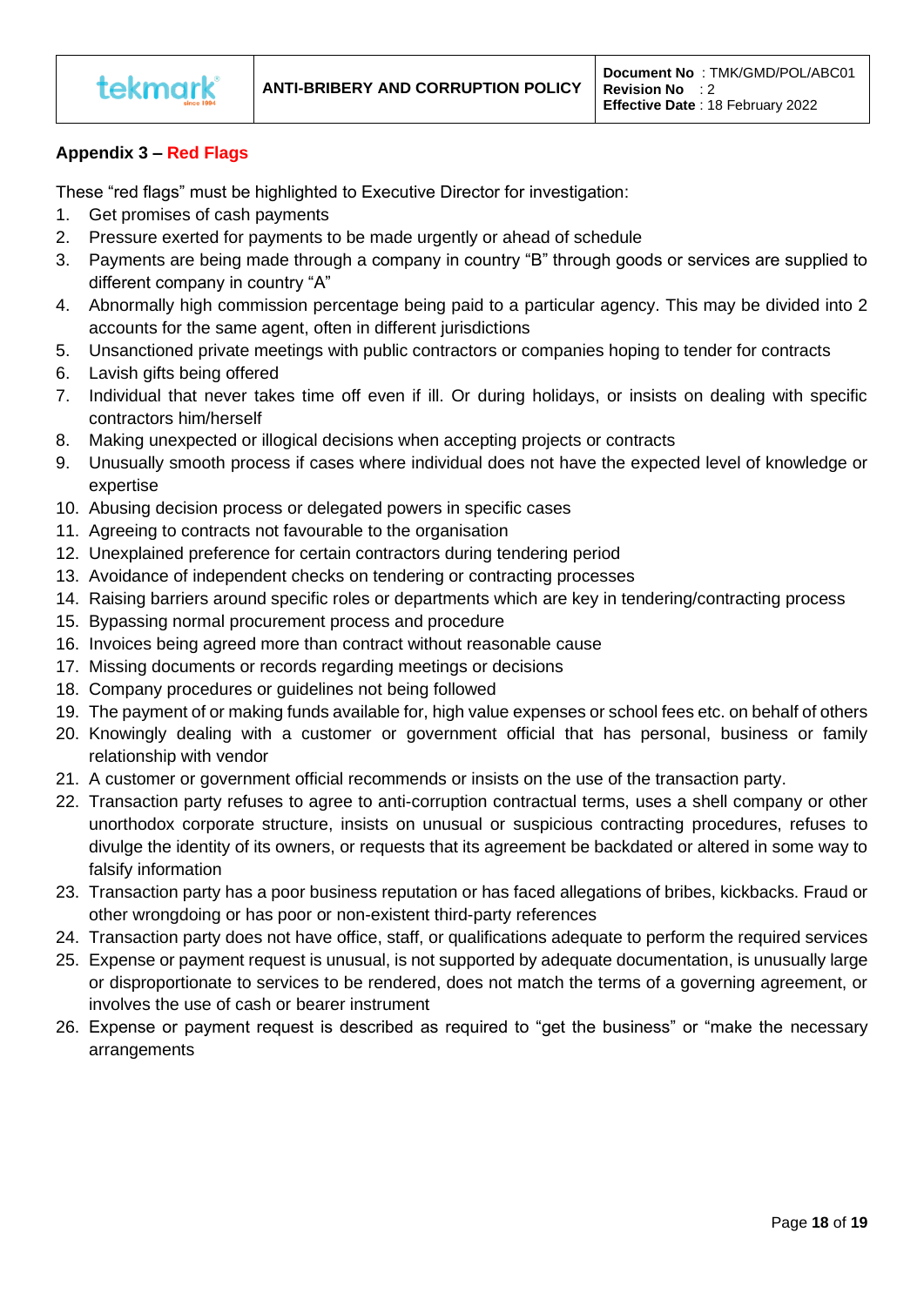## Appendix 3 – Red Flags

These "red flags" must be highlighted to Executive Director for investigation:

1. Get promises of cash payments
2. Pressure exerted for payments to be made urgently or ahead of schedule
3. Payments are being made through a company in country "B" through goods or services are supplied to different company in country "A"
4. Abnormally high commission percentage being paid to a particular agency. This may be divided into 2 accounts for the same agent, often in different jurisdictions
5. Unsanctioned private meetings with public contractors or companies hoping to tender for contracts
6. Lavish gifts being offered
7. Individual that never takes time off even if ill. Or during holidays, or insists on dealing with specific contractors him/herself
8. Making unexpected or illogical decisions when accepting projects or contracts
9. Unusually smooth process if cases where individual does not have the expected level of knowledge or expertise
10. Abusing decision process or delegated powers in specific cases
11. Agreeing to contracts not favourable to the organisation
12. Unexplained preference for certain contractors during tendering period
13. Avoidance of independent checks on tendering or contracting processes
14. Raising barriers around specific roles or departments which are key in tendering/contracting process
15. Bypassing normal procurement process and procedure
16. Invoices being agreed more than contract without reasonable cause
17. Missing documents or records regarding meetings or decisions
18. Company procedures or guidelines not being followed
19. The payment of or making funds available for, high value expenses or school fees etc. on behalf of others
20. Knowingly dealing with a customer or government official that has personal, business or family relationship with vendor
21. A customer or government official recommends or insists on the use of the transaction party.
22. Transaction party refuses to agree to anti-corruption contractual terms, uses a shell company or other unorthodox corporate structure, insists on unusual or suspicious contracting procedures, refuses to divulge the identity of its owners, or requests that its agreement be backdated or altered in some way to falsify information
23. Transaction party has a poor business reputation or has faced allegations of bribes, kickbacks. Fraud or other wrongdoing or has poor or non-existent third-party references
24. Transaction party does not have office, staff, or qualifications adequate to perform the required services
25. Expense or payment request is unusual, is not supported by adequate documentation, is unusually large or disproportionate to services to be rendered, does not match the terms of a governing agreement, or involves the use of cash or bearer instrument
26. Expense or payment request is described as required to "get the business" or "make the necessary arrangements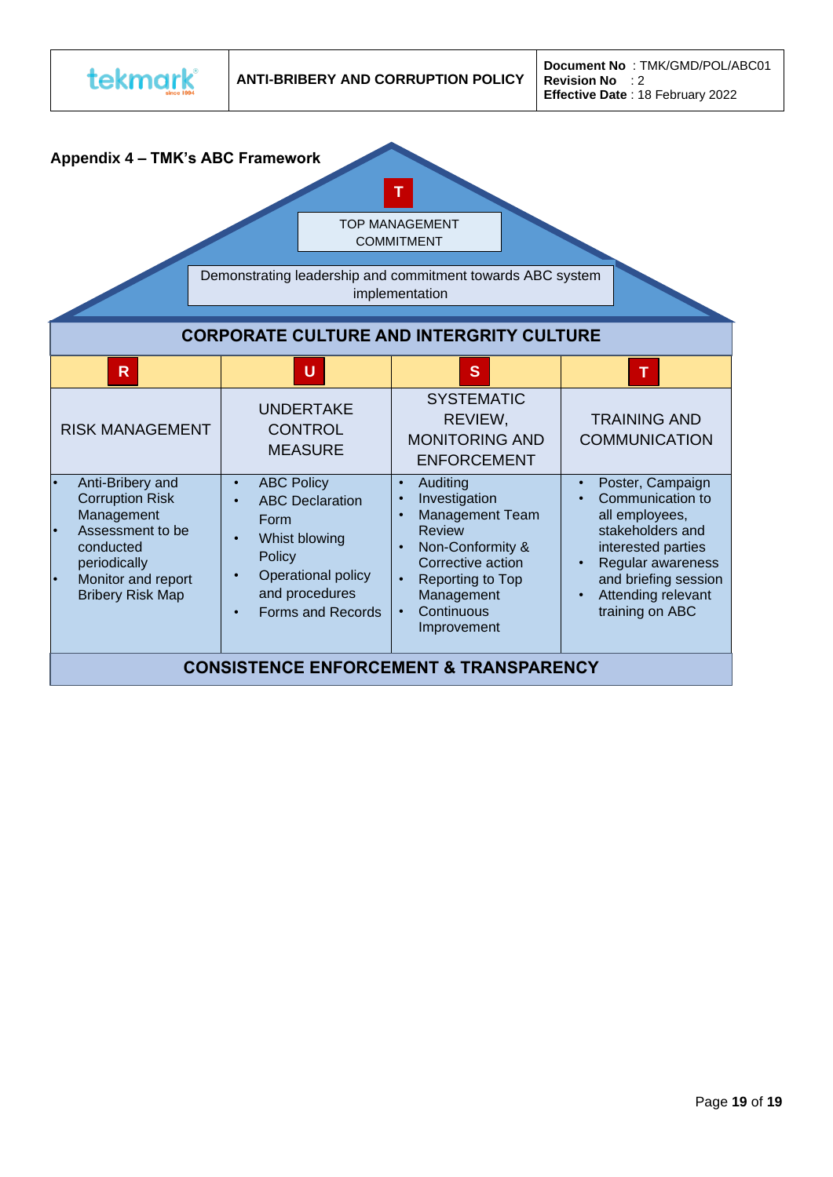## Appendix 4 – TMK's ABC Framework

**T**

TOP MANAGEMENT COMMITMENT

Demonstrating leadership and commitment towards ABC system implementation

**CORPORATE CULTURE AND INTERGRITY CULTURE**

| R | U | S | T |
|---|---|---|---|
| RISK MANAGEMENT | UNDERTAKE CONTROL MEASURE | SYSTEMATIC REVIEW, MONITORING AND ENFORCEMENT | TRAINING AND COMMUNICATION |
| • Anti-Bribery and Corruption Risk Management<br>• Assessment to be conducted periodically<br>• Monitor and report Bribery Risk Map | • ABC Policy<br>• ABC Declaration Form<br>• Whist blowing Policy<br>• Operational policy and procedures<br>• Forms and Records | • Auditing<br>• Investigation<br>• Management Team Review<br>• Non-Conformity & Corrective action<br>• Reporting to Top Management<br>• Continuous Improvement | • Poster, Campaign<br>• Communication to all employees, stakeholders and interested parties<br>• Regular awareness and briefing session<br>• Attending relevant training on ABC |

**CONSISTENCE ENFORCEMENT & TRANSPARENCY**